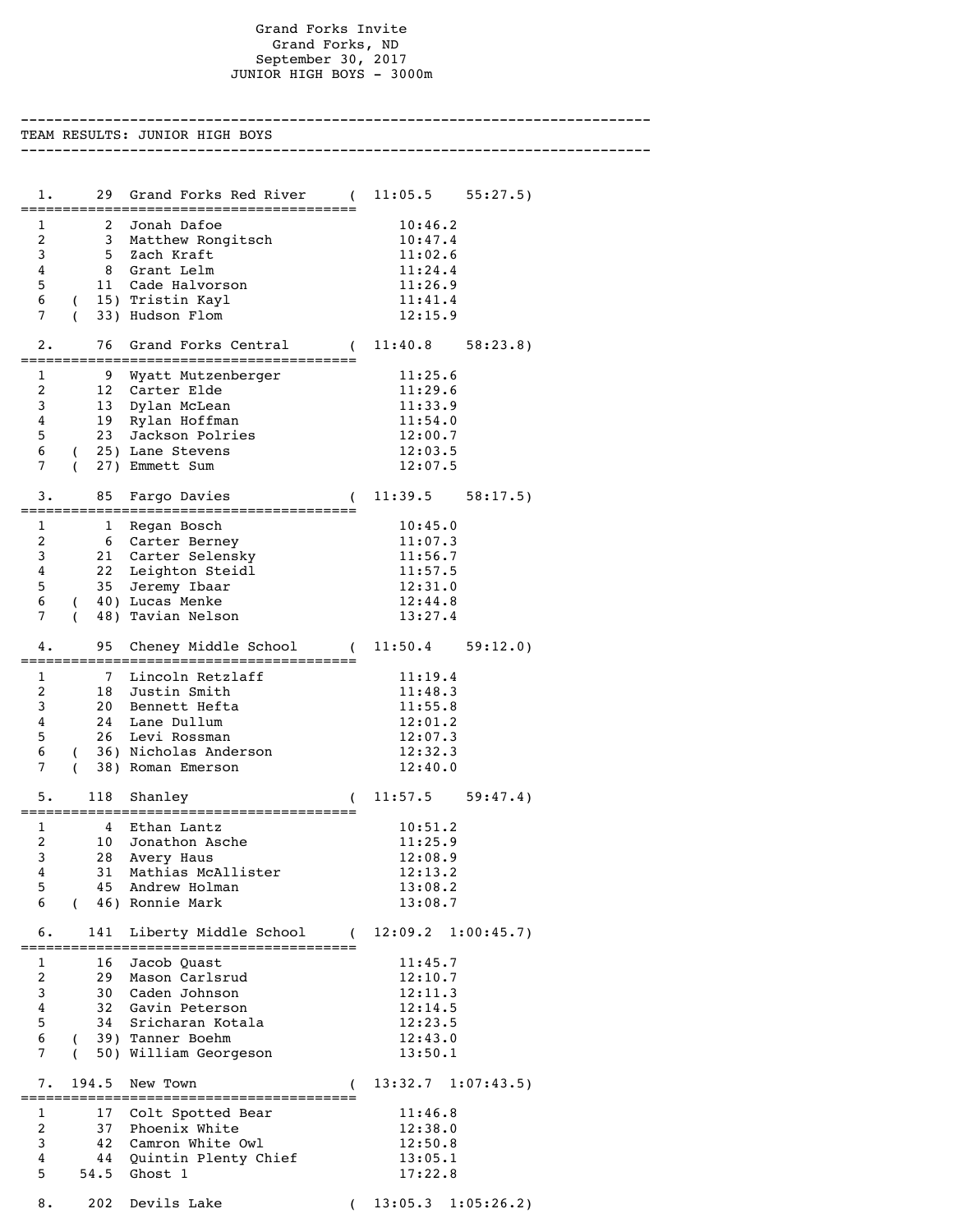Grand Forks Invite
Grand Forks, ND
September 30, 2017
JUNIOR HIGH BOYS - 3000m

---

TEAM RESULTS: JUNIOR HIGH BOYS

---

**1. 29 Grand Forks Red River ( 11:05.5 55:27.5)**

| | | | |
|---|---|---|---|
| 1 | 2 | Jonah Dafoe | 10:46.2 |
| 2 | 3 | Matthew Rongitsch | 10:47.4 |
| 3 | 5 | Zach Kraft | 11:02.6 |
| 4 | 8 | Grant Lelm | 11:24.4 |
| 5 | 11 | Cade Halvorson | 11:26.9 |
| 6 | ( 15) | Tristin Kayl | 11:41.4 |
| 7 | ( 33) | Hudson Flom | 12:15.9 |

**2. 76 Grand Forks Central ( 11:40.8 58:23.8)**

| | | | |
|---|---|---|---|
| 1 | 9 | Wyatt Mutzenberger | 11:25.6 |
| 2 | 12 | Carter Elde | 11:29.6 |
| 3 | 13 | Dylan McLean | 11:33.9 |
| 4 | 19 | Rylan Hoffman | 11:54.0 |
| 5 | 23 | Jackson Polries | 12:00.7 |
| 6 | ( 25) | Lane Stevens | 12:03.5 |
| 7 | ( 27) | Emmett Sum | 12:07.5 |

**3. 85 Fargo Davies ( 11:39.5 58:17.5)**

| | | | |
|---|---|---|---|
| 1 | 1 | Regan Bosch | 10:45.0 |
| 2 | 6 | Carter Berney | 11:07.3 |
| 3 | 21 | Carter Selensky | 11:56.7 |
| 4 | 22 | Leighton Steidl | 11:57.5 |
| 5 | 35 | Jeremy Ibaar | 12:31.0 |
| 6 | ( 40) | Lucas Menke | 12:44.8 |
| 7 | ( 48) | Tavian Nelson | 13:27.4 |

**4. 95 Cheney Middle School ( 11:50.4 59:12.0)**

| | | | |
|---|---|---|---|
| 1 | 7 | Lincoln Retzlaff | 11:19.4 |
| 2 | 18 | Justin Smith | 11:48.3 |
| 3 | 20 | Bennett Hefta | 11:55.8 |
| 4 | 24 | Lane Dullum | 12:01.2 |
| 5 | 26 | Levi Rossman | 12:07.3 |
| 6 | ( 36) | Nicholas Anderson | 12:32.3 |
| 7 | ( 38) | Roman Emerson | 12:40.0 |

**5. 118 Shanley ( 11:57.5 59:47.4)**

| | | | |
|---|---|---|---|
| 1 | 4 | Ethan Lantz | 10:51.2 |
| 2 | 10 | Jonathon Asche | 11:25.9 |
| 3 | 28 | Avery Haus | 12:08.9 |
| 4 | 31 | Mathias McAllister | 12:13.2 |
| 5 | 45 | Andrew Holman | 13:08.2 |
| 6 | ( 46) | Ronnie Mark | 13:08.7 |

**6. 141 Liberty Middle School ( 12:09.2 1:00:45.7)**

| | | | |
|---|---|---|---|
| 1 | 16 | Jacob Quast | 11:45.7 |
| 2 | 29 | Mason Carlsrud | 12:10.7 |
| 3 | 30 | Caden Johnson | 12:11.3 |
| 4 | 32 | Gavin Peterson | 12:14.5 |
| 5 | 34 | Sricharan Kotala | 12:23.5 |
| 6 | ( 39) | Tanner Boehm | 12:43.0 |
| 7 | ( 50) | William Georgeson | 13:50.1 |

**7. 194.5 New Town ( 13:32.7 1:07:43.5)**

| | | | |
|---|---|---|---|
| 1 | 17 | Colt Spotted Bear | 11:46.8 |
| 2 | 37 | Phoenix White | 12:38.0 |
| 3 | 42 | Camron White Owl | 12:50.8 |
| 4 | 44 | Quintin Plenty Chief | 13:05.1 |
| 5 | 54.5 | Ghost 1 | 17:22.8 |

**8. 202 Devils Lake ( 13:05.3 1:05:26.2)**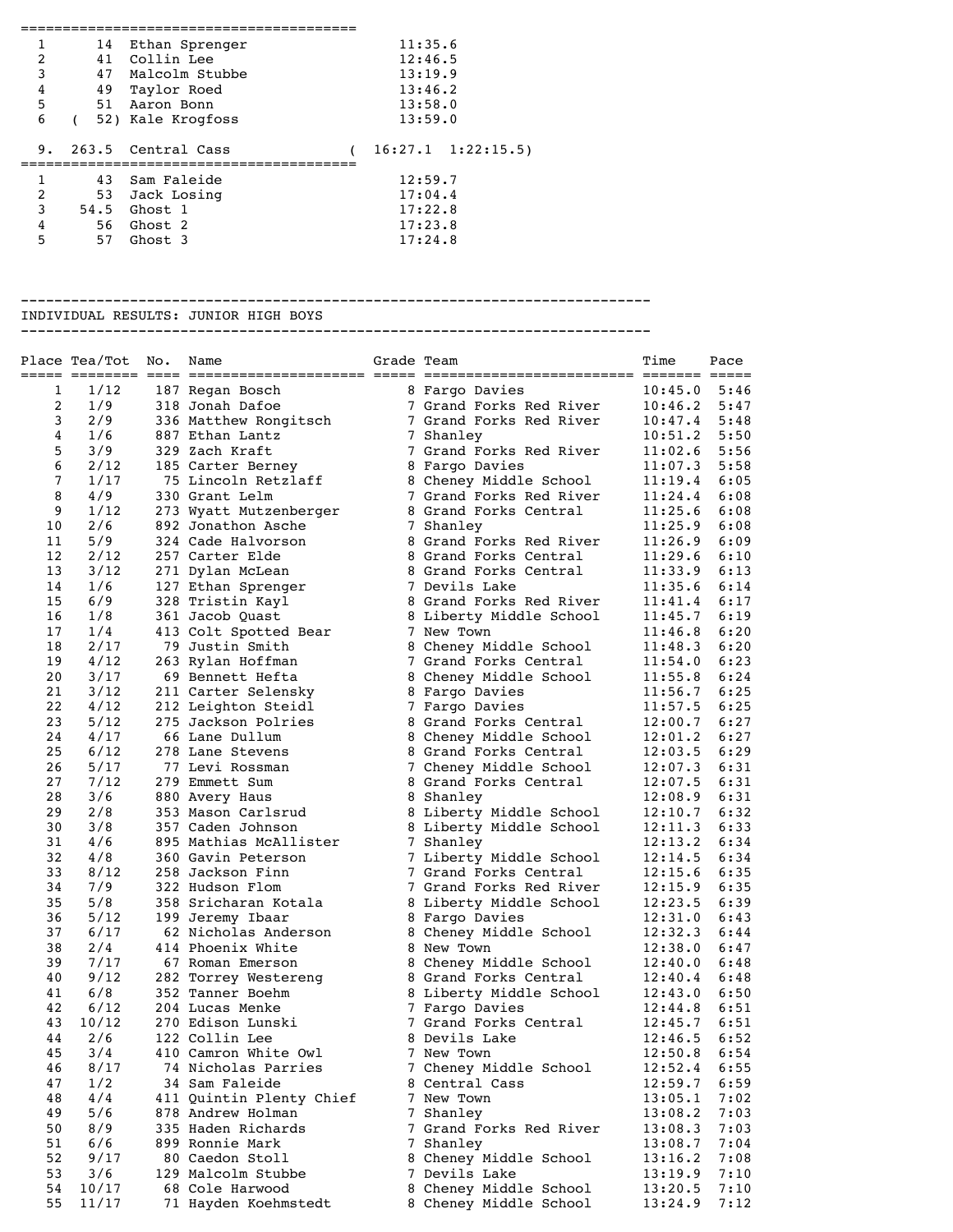| | | | |
|---|---|---|---|
| 1 | 14 | Ethan Sprenger | 11:35.6 |
| 2 | 41 | Collin Lee | 12:46.5 |
| 3 | 47 | Malcolm Stubbe | 13:19.9 |
| 4 | 49 | Taylor Roed | 13:46.2 |
| 5 | 51 | Aaron Bonn | 13:58.0 |
| 6 | ( 52) | Kale Krogfoss | 13:59.0 |

9. 263.5 Central Cass ( 16:27.1 1:22:15.5)

| | | | |
|---|---|---|---|
| 1 | 43 | Sam Faleide | 12:59.7 |
| 2 | 53 | Jack Losing | 17:04.4 |
| 3 | 54.5 | Ghost 1 | 17:22.8 |
| 4 | 56 | Ghost 2 | 17:23.8 |
| 5 | 57 | Ghost 3 | 17:24.8 |

## INDIVIDUAL RESULTS: JUNIOR HIGH BOYS

| Place | Tea/Tot | No. | Name | Grade | Team | Time | Pace |
|---|---|---|---|---|---|---|---|
| 1 | 1/12 | 187 | Regan Bosch | 8 | Fargo Davies | 10:45.0 | 5:46 |
| 2 | 1/9 | 318 | Jonah Dafoe | 7 | Grand Forks Red River | 10:46.2 | 5:47 |
| 3 | 2/9 | 336 | Matthew Rongitsch | 7 | Grand Forks Red River | 10:47.4 | 5:48 |
| 4 | 1/6 | 887 | Ethan Lantz | 7 | Shanley | 10:51.2 | 5:50 |
| 5 | 3/9 | 329 | Zach Kraft | 7 | Grand Forks Red River | 11:02.6 | 5:56 |
| 6 | 2/12 | 185 | Carter Berney | 8 | Fargo Davies | 11:07.3 | 5:58 |
| 7 | 1/17 | 75 | Lincoln Retzlaff | 8 | Cheney Middle School | 11:19.4 | 6:05 |
| 8 | 4/9 | 330 | Grant Lelm | 7 | Grand Forks Red River | 11:24.4 | 6:08 |
| 9 | 1/12 | 273 | Wyatt Mutzenberger | 8 | Grand Forks Central | 11:25.6 | 6:08 |
| 10 | 2/6 | 892 | Jonathon Asche | 7 | Shanley | 11:25.9 | 6:08 |
| 11 | 5/9 | 324 | Cade Halvorson | 8 | Grand Forks Red River | 11:26.9 | 6:09 |
| 12 | 2/12 | 257 | Carter Elde | 8 | Grand Forks Central | 11:29.6 | 6:10 |
| 13 | 3/12 | 271 | Dylan McLean | 8 | Grand Forks Central | 11:33.9 | 6:13 |
| 14 | 1/6 | 127 | Ethan Sprenger | 7 | Devils Lake | 11:35.6 | 6:14 |
| 15 | 6/9 | 328 | Tristin Kayl | 8 | Grand Forks Red River | 11:41.4 | 6:17 |
| 16 | 1/8 | 361 | Jacob Quast | 8 | Liberty Middle School | 11:45.7 | 6:19 |
| 17 | 1/4 | 413 | Colt Spotted Bear | 7 | New Town | 11:46.8 | 6:20 |
| 18 | 2/17 | 79 | Justin Smith | 8 | Cheney Middle School | 11:48.3 | 6:20 |
| 19 | 4/12 | 263 | Rylan Hoffman | 7 | Grand Forks Central | 11:54.0 | 6:23 |
| 20 | 3/17 | 69 | Bennett Hefta | 8 | Cheney Middle School | 11:55.8 | 6:24 |
| 21 | 3/12 | 211 | Carter Selensky | 8 | Fargo Davies | 11:56.7 | 6:25 |
| 22 | 4/12 | 212 | Leighton Steidl | 7 | Fargo Davies | 11:57.5 | 6:25 |
| 23 | 5/12 | 275 | Jackson Polries | 8 | Grand Forks Central | 12:00.7 | 6:27 |
| 24 | 4/17 | 66 | Lane Dullum | 8 | Cheney Middle School | 12:01.2 | 6:27 |
| 25 | 6/12 | 278 | Lane Stevens | 8 | Grand Forks Central | 12:03.5 | 6:29 |
| 26 | 5/17 | 77 | Levi Rossman | 7 | Cheney Middle School | 12:07.3 | 6:31 |
| 27 | 7/12 | 279 | Emmett Sum | 8 | Grand Forks Central | 12:07.5 | 6:31 |
| 28 | 3/6 | 880 | Avery Haus | 8 | Shanley | 12:08.9 | 6:31 |
| 29 | 2/8 | 353 | Mason Carlsrud | 8 | Liberty Middle School | 12:10.7 | 6:32 |
| 30 | 3/8 | 357 | Caden Johnson | 8 | Liberty Middle School | 12:11.3 | 6:33 |
| 31 | 4/6 | 895 | Mathias McAllister | 7 | Shanley | 12:13.2 | 6:34 |
| 32 | 4/8 | 360 | Gavin Peterson | 7 | Liberty Middle School | 12:14.5 | 6:34 |
| 33 | 8/12 | 258 | Jackson Finn | 7 | Grand Forks Central | 12:15.6 | 6:35 |
| 34 | 7/9 | 322 | Hudson Flom | 7 | Grand Forks Red River | 12:15.9 | 6:35 |
| 35 | 5/8 | 358 | Sricharan Kotala | 8 | Liberty Middle School | 12:23.5 | 6:39 |
| 36 | 5/12 | 199 | Jeremy Ibaar | 8 | Fargo Davies | 12:31.0 | 6:43 |
| 37 | 6/17 | 62 | Nicholas Anderson | 8 | Cheney Middle School | 12:32.3 | 6:44 |
| 38 | 2/4 | 414 | Phoenix White | 8 | New Town | 12:38.0 | 6:47 |
| 39 | 7/17 | 67 | Roman Emerson | 8 | Cheney Middle School | 12:40.0 | 6:48 |
| 40 | 9/12 | 282 | Torrey Westereng | 8 | Grand Forks Central | 12:40.4 | 6:48 |
| 41 | 6/8 | 352 | Tanner Boehm | 8 | Liberty Middle School | 12:43.0 | 6:50 |
| 42 | 6/12 | 204 | Lucas Menke | 7 | Fargo Davies | 12:44.8 | 6:51 |
| 43 | 10/12 | 270 | Edison Lunski | 7 | Grand Forks Central | 12:45.7 | 6:51 |
| 44 | 2/6 | 122 | Collin Lee | 8 | Devils Lake | 12:46.5 | 6:52 |
| 45 | 3/4 | 410 | Camron White Owl | 7 | New Town | 12:50.8 | 6:54 |
| 46 | 8/17 | 74 | Nicholas Parries | 7 | Cheney Middle School | 12:52.4 | 6:55 |
| 47 | 1/2 | 34 | Sam Faleide | 8 | Central Cass | 12:59.7 | 6:59 |
| 48 | 4/4 | 411 | Quintin Plenty Chief | 7 | New Town | 13:05.1 | 7:02 |
| 49 | 5/6 | 878 | Andrew Holman | 7 | Shanley | 13:08.2 | 7:03 |
| 50 | 8/9 | 335 | Haden Richards | 7 | Grand Forks Red River | 13:08.3 | 7:03 |
| 51 | 6/6 | 899 | Ronnie Mark | 7 | Shanley | 13:08.7 | 7:04 |
| 52 | 9/17 | 80 | Caedon Stoll | 8 | Cheney Middle School | 13:16.2 | 7:08 |
| 53 | 3/6 | 129 | Malcolm Stubbe | 7 | Devils Lake | 13:19.9 | 7:10 |
| 54 | 10/17 | 68 | Cole Harwood | 8 | Cheney Middle School | 13:20.5 | 7:10 |
| 55 | 11/17 | 71 | Hayden Koehmstedt | 8 | Cheney Middle School | 13:24.9 | 7:12 |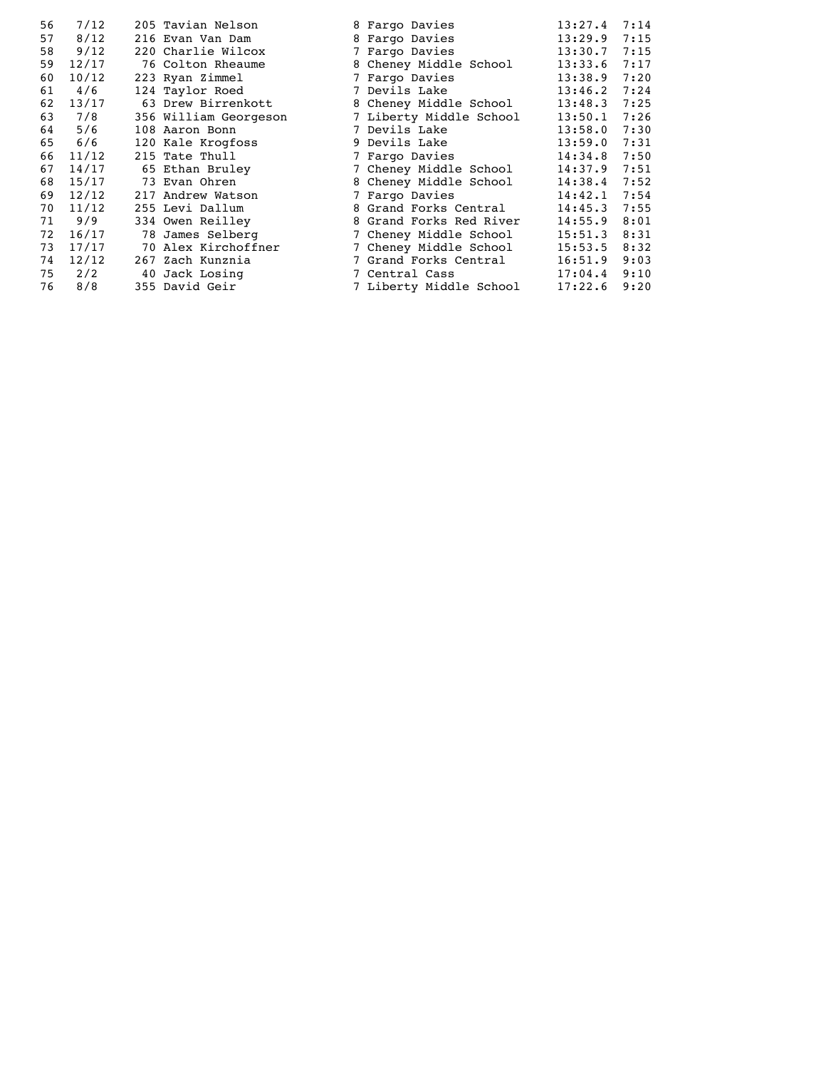| | | | | | | | |
|---|---|---|---|---|---|---|---|
| 56 | 7/12 | 205 | Tavian Nelson | 8 | Fargo Davies | 13:27.4 | 7:14 |
| 57 | 8/12 | 216 | Evan Van Dam | 8 | Fargo Davies | 13:29.9 | 7:15 |
| 58 | 9/12 | 220 | Charlie Wilcox | 7 | Fargo Davies | 13:30.7 | 7:15 |
| 59 | 12/17 | 76 | Colton Rheaume | 8 | Cheney Middle School | 13:33.6 | 7:17 |
| 60 | 10/12 | 223 | Ryan Zimmel | 7 | Fargo Davies | 13:38.9 | 7:20 |
| 61 | 4/6 | 124 | Taylor Roed | 7 | Devils Lake | 13:46.2 | 7:24 |
| 62 | 13/17 | 63 | Drew Birrenkott | 8 | Cheney Middle School | 13:48.3 | 7:25 |
| 63 | 7/8 | 356 | William Georgeson | 7 | Liberty Middle School | 13:50.1 | 7:26 |
| 64 | 5/6 | 108 | Aaron Bonn | 7 | Devils Lake | 13:58.0 | 7:30 |
| 65 | 6/6 | 120 | Kale Krogfoss | 9 | Devils Lake | 13:59.0 | 7:31 |
| 66 | 11/12 | 215 | Tate Thull | 7 | Fargo Davies | 14:34.8 | 7:50 |
| 67 | 14/17 | 65 | Ethan Bruley | 7 | Cheney Middle School | 14:37.9 | 7:51 |
| 68 | 15/17 | 73 | Evan Ohren | 8 | Cheney Middle School | 14:38.4 | 7:52 |
| 69 | 12/12 | 217 | Andrew Watson | 7 | Fargo Davies | 14:42.1 | 7:54 |
| 70 | 11/12 | 255 | Levi Dallum | 8 | Grand Forks Central | 14:45.3 | 7:55 |
| 71 | 9/9 | 334 | Owen Reilley | 8 | Grand Forks Red River | 14:55.9 | 8:01 |
| 72 | 16/17 | 78 | James Selberg | 7 | Cheney Middle School | 15:51.3 | 8:31 |
| 73 | 17/17 | 70 | Alex Kirchoffner | 7 | Cheney Middle School | 15:53.5 | 8:32 |
| 74 | 12/12 | 267 | Zach Kunznia | 7 | Grand Forks Central | 16:51.9 | 9:03 |
| 75 | 2/2 | 40 | Jack Losing | 7 | Central Cass | 17:04.4 | 9:10 |
| 76 | 8/8 | 355 | David Geir | 7 | Liberty Middle School | 17:22.6 | 9:20 |